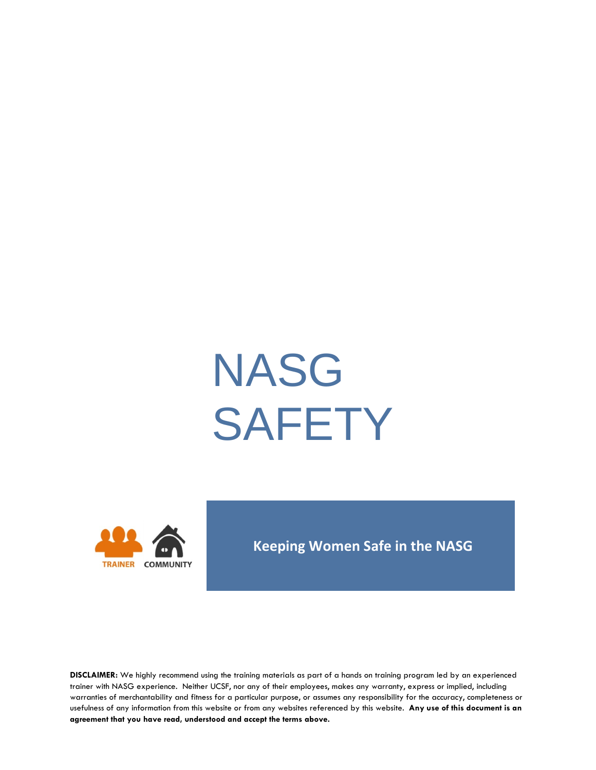# NASG SAFETY

TRAINER COMMUNITY

**Keeping Women Safe in the NASG**

**DISCLAIMER:** We highly recommend using the training materials as part of a hands on training program led by an experienced trainer with NASG experience. Neither UCSF, nor any of their employees, makes any warranty, express or implied, including warranties of merchantability and fitness for a particular purpose, or assumes any responsibility for the accuracy, completeness or usefulness of any information from this website or from any websites referenced by this website. **Any use of this document is an agreement that you have read, understood and accept the terms above.**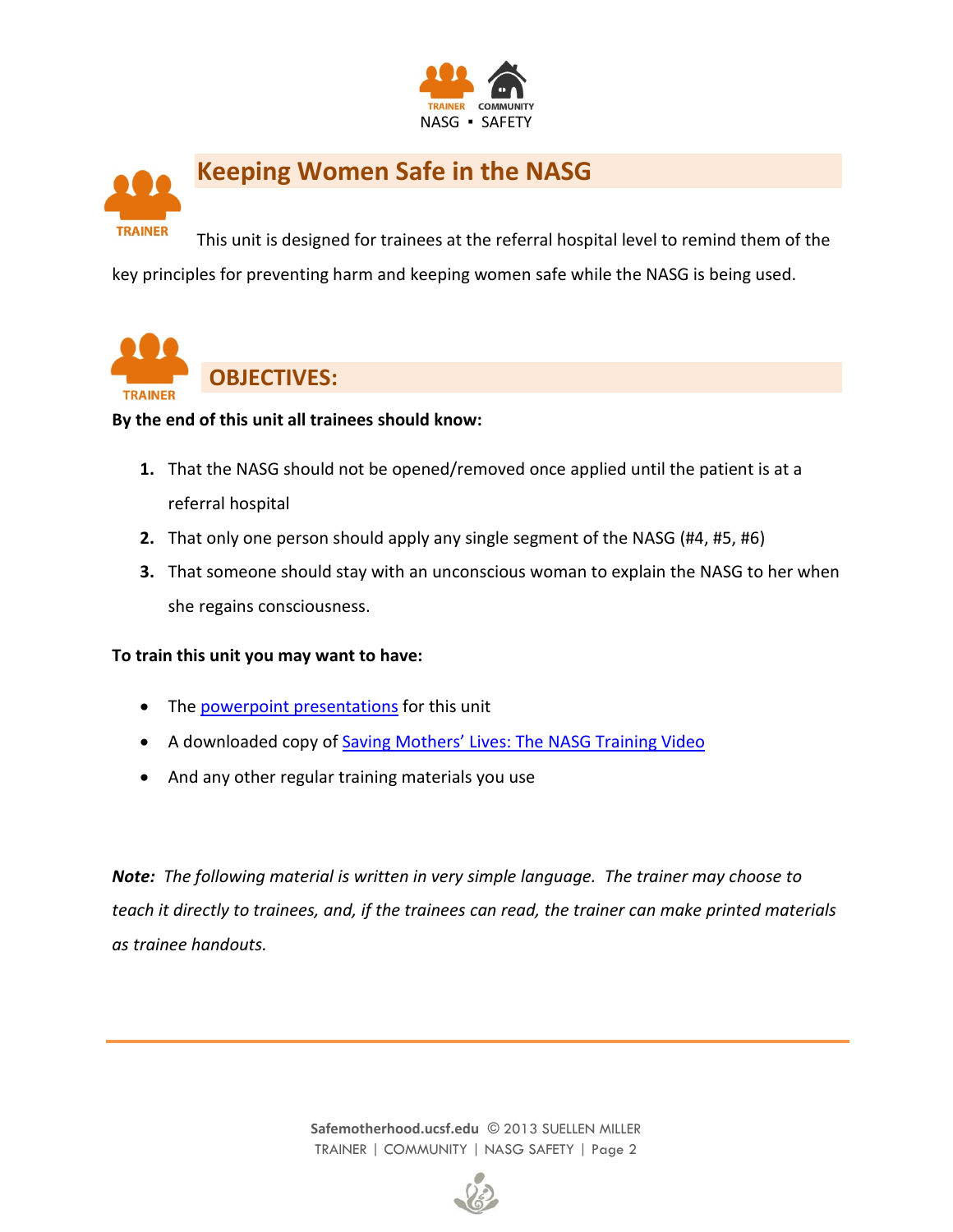# Keeping Women Safe in the NASG

TRAINER

This unit is designed for trainees at the referral hospital level to remind them of the key principles for preventing harm and keeping women safe while the NASG is being used.

TRAINER

## OBJECTIVES:

**By the end of this unit all trainees should know:**

1. That the NASG should not be opened/removed once applied until the patient is at a referral hospital
2. That only one person should apply any single segment of the NASG (#4, #5, #6)
3. That someone should stay with an unconscious woman to explain the NASG to her when she regains consciousness.

**To train this unit you may want to have:**

- The powerpoint presentations for this unit
- A downloaded copy of Saving Mothers' Lives: The NASG Training Video
- And any other regular training materials you use

***Note:*** *The following material is written in very simple language. The trainer may choose to teach it directly to trainees, and, if the trainees can read, the trainer can make printed materials as trainee handouts.*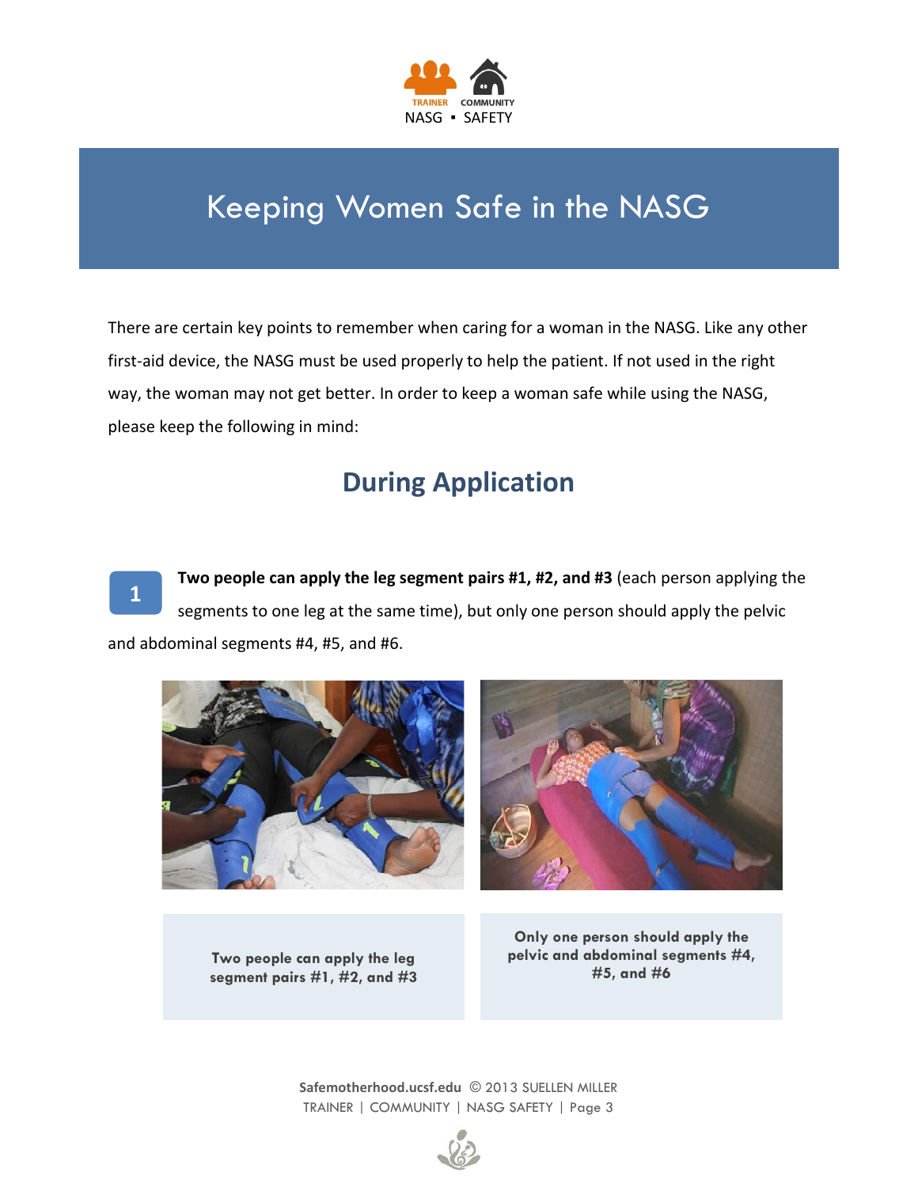# Keeping Women Safe in the NASG

There are certain key points to remember when caring for a woman in the NASG. Like any other first-aid device, the NASG must be used properly to help the patient. If not used in the right way, the woman may not get better. In order to keep a woman safe while using the NASG, please keep the following in mind:

## During Application

**1** **Two people can apply the leg segment pairs #1, #2, and #3** (each person applying the segments to one leg at the same time), but only one person should apply the pelvic and abdominal segments #4, #5, and #6.

Two people can apply the leg segment pairs #1, #2, and #3

Only one person should apply the pelvic and abdominal segments #4, #5, and #6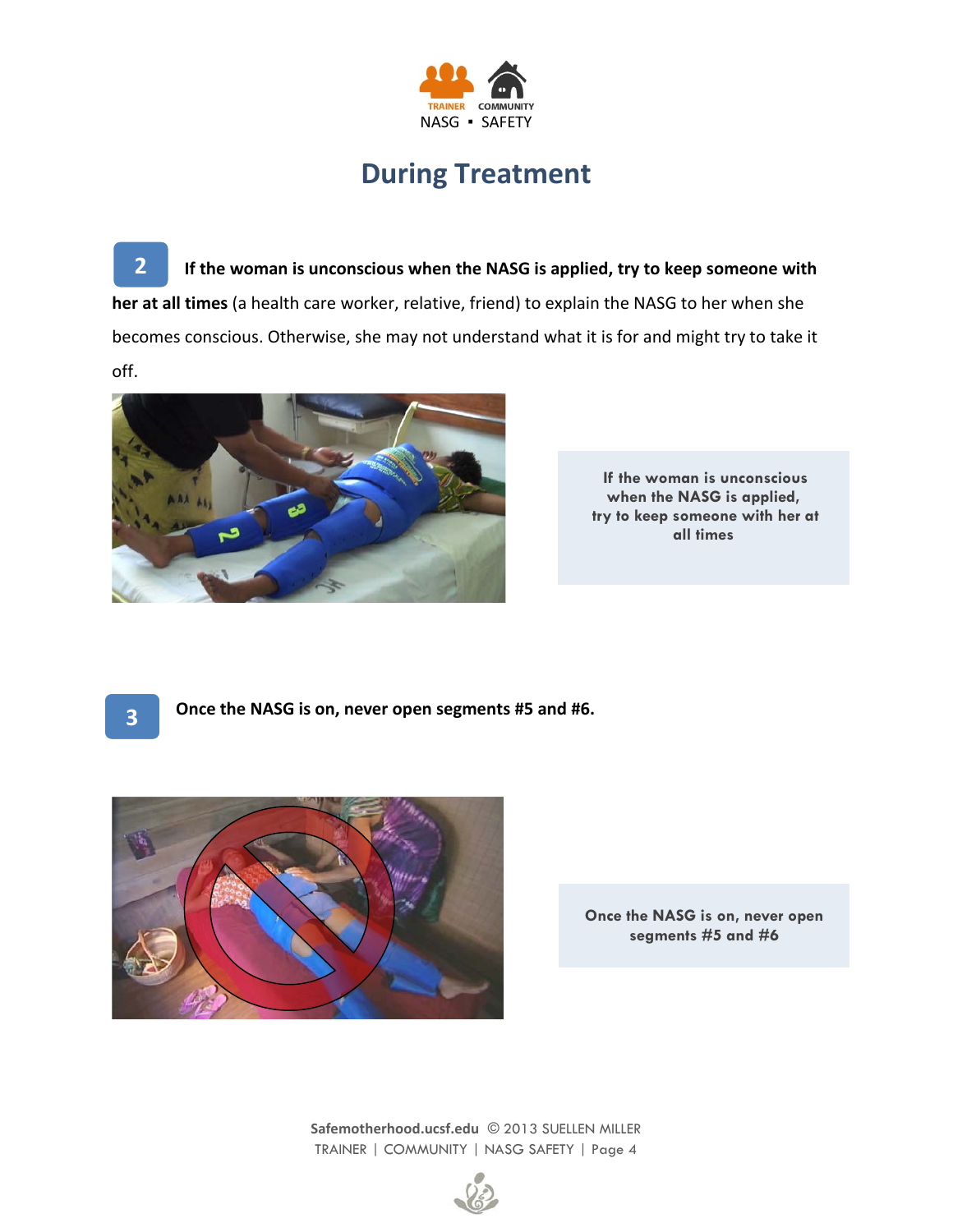# During Treatment

**2** **If the woman is unconscious when the NASG is applied, try to keep someone with her at all times** (a health care worker, relative, friend) to explain the NASG to her when she becomes conscious. Otherwise, she may not understand what it is for and might try to take it off.

If the woman is unconscious when the NASG is applied, try to keep someone with her at all times

**3** **Once the NASG is on, never open segments #5 and #6.**

Once the NASG is on, never open segments #5 and #6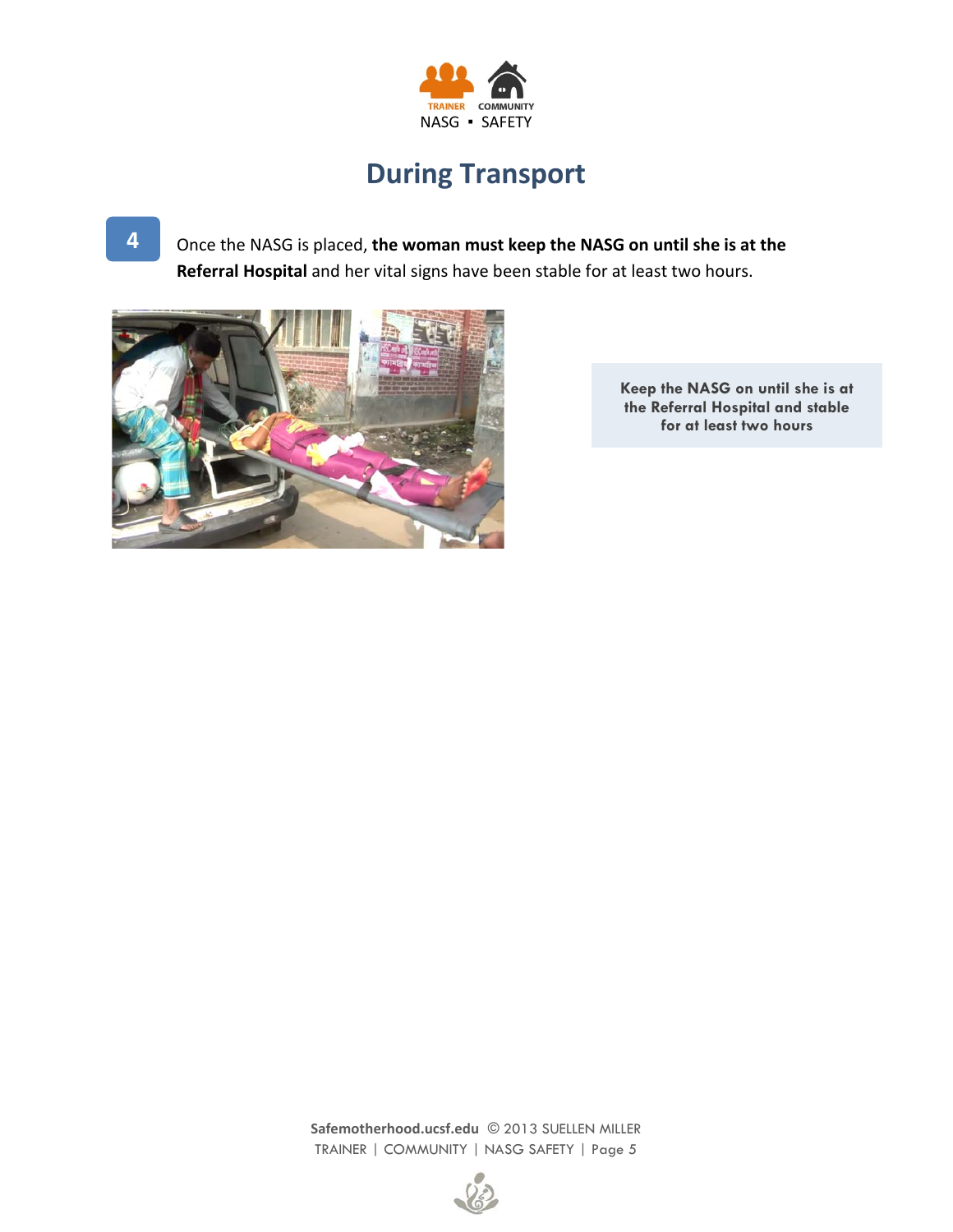# During Transport

**4**

Once the NASG is placed, **the woman must keep the NASG on until she is at the Referral Hospital** and her vital signs have been stable for at least two hours.

Keep the NASG on until she is at the Referral Hospital and stable for at least two hours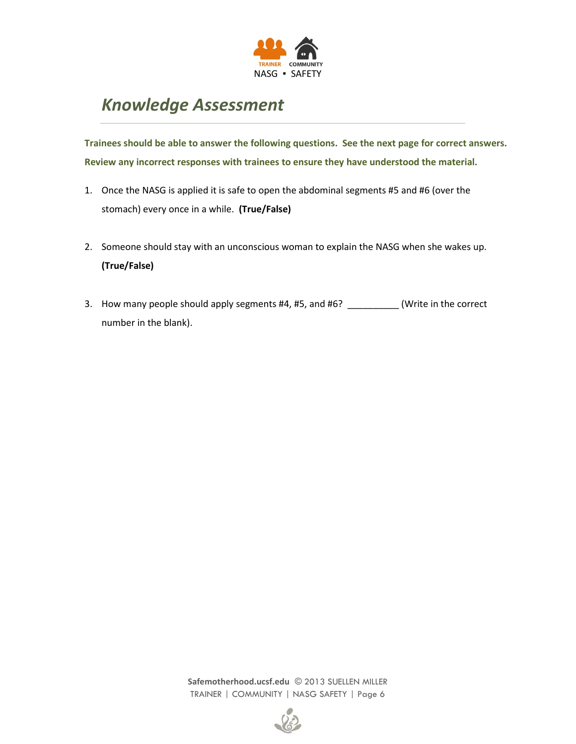# *Knowledge Assessment*

**Trainees should be able to answer the following questions. See the next page for correct answers. Review any incorrect responses with trainees to ensure they have understood the material.**

1. Once the NASG is applied it is safe to open the abdominal segments #5 and #6 (over the stomach) every once in a while. **(True/False)**

2. Someone should stay with an unconscious woman to explain the NASG when she wakes up. **(True/False)**

3. How many people should apply segments #4, #5, and #6? __________ (Write in the correct number in the blank).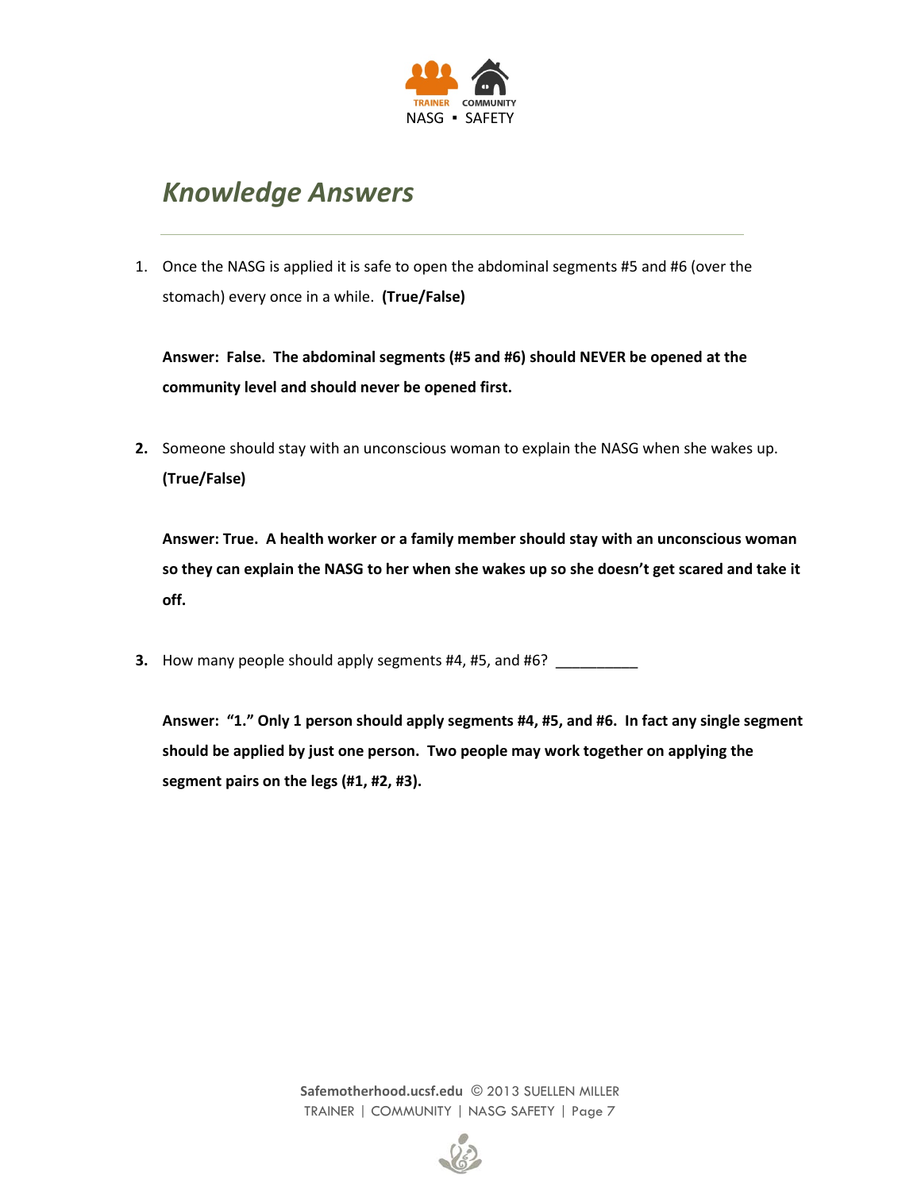## *Knowledge Answers*

1. Once the NASG is applied it is safe to open the abdominal segments #5 and #6 (over the stomach) every once in a while. **(True/False)**

   **Answer: False. The abdominal segments (#5 and #6) should NEVER be opened at the community level and should never be opened first.**

2. Someone should stay with an unconscious woman to explain the NASG when she wakes up. **(True/False)**

   **Answer: True. A health worker or a family member should stay with an unconscious woman so they can explain the NASG to her when she wakes up so she doesn't get scared and take it off.**

3. How many people should apply segments #4, #5, and #6? __________

   **Answer: "1." Only 1 person should apply segments #4, #5, and #6. In fact any single segment should be applied by just one person. Two people may work together on applying the segment pairs on the legs (#1, #2, #3).**